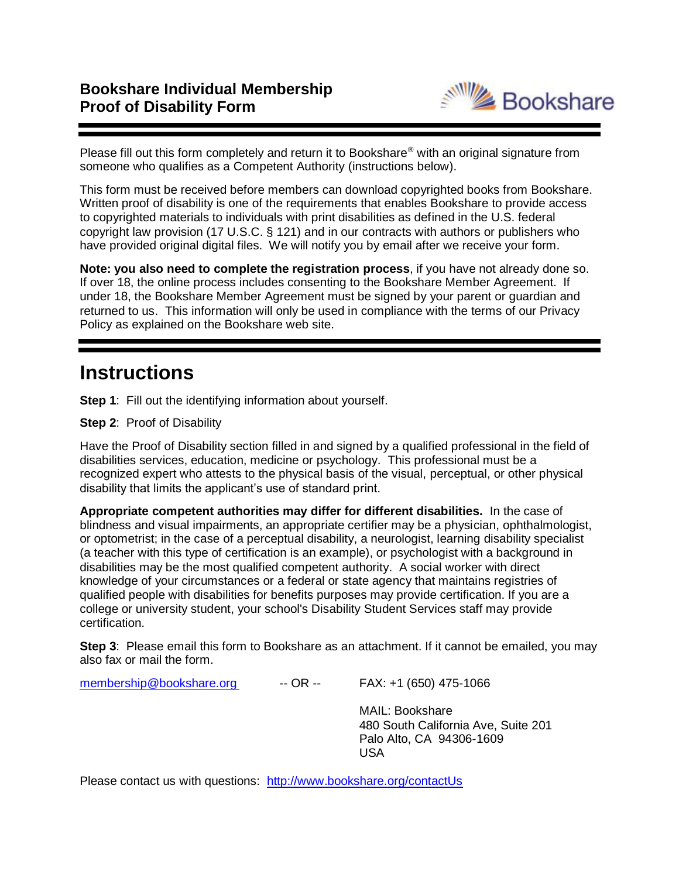# Bookshare Individual Membership Proof of Disability Form

Please fill out this form completely and return it to Bookshare® with an original signature from someone who qualifies as a Competent Authority (instructions below).

This form must be received before members can download copyrighted books from Bookshare. Written proof of disability is one of the requirements that enables Bookshare to provide access to copyrighted materials to individuals with print disabilities as defined in the U.S. federal copyright law provision (17 U.S.C. § 121) and in our contracts with authors or publishers who have provided original digital files. We will notify you by email after we receive your form.

**Note: you also need to complete the registration process**, if you have not already done so. If over 18, the online process includes consenting to the Bookshare Member Agreement. If under 18, the Bookshare Member Agreement must be signed by your parent or guardian and returned to us. This information will only be used in compliance with the terms of our Privacy Policy as explained on the Bookshare web site.

## Instructions

**Step 1**: Fill out the identifying information about yourself.

**Step 2**: Proof of Disability

Have the Proof of Disability section filled in and signed by a qualified professional in the field of disabilities services, education, medicine or psychology. This professional must be a recognized expert who attests to the physical basis of the visual, perceptual, or other physical disability that limits the applicant's use of standard print.

**Appropriate competent authorities may differ for different disabilities.** In the case of blindness and visual impairments, an appropriate certifier may be a physician, ophthalmologist, or optometrist; in the case of a perceptual disability, a neurologist, learning disability specialist (a teacher with this type of certification is an example), or psychologist with a background in disabilities may be the most qualified competent authority. A social worker with direct knowledge of your circumstances or a federal or state agency that maintains registries of qualified people with disabilities for benefits purposes may provide certification. If you are a college or university student, your school's Disability Student Services staff may provide certification.

**Step 3**: Please email this form to Bookshare as an attachment. If it cannot be emailed, you may also fax or mail the form.

membership@bookshare.org -- OR -- FAX: +1 (650) 475-1066

MAIL: Bookshare
480 South California Ave, Suite 201
Palo Alto, CA 94306-1609
USA

Please contact us with questions: http://www.bookshare.org/contactUs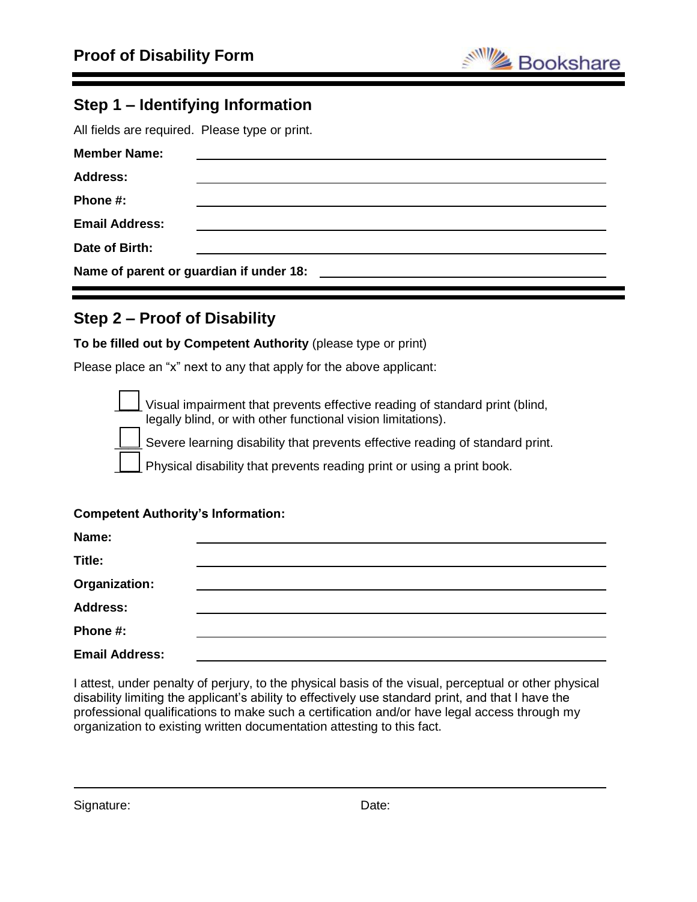# Proof of Disability Form

## Step 1 – Identifying Information

All fields are required. Please type or print.

**Member Name:** ____________________

**Address:** ____________________

**Phone #:** ____________________

**Email Address:** ____________________

**Date of Birth:** ____________________

**Name of parent or guardian if under 18:** ____________________

## Step 2 – Proof of Disability

**To be filled out by Competent Authority** (please type or print)

Please place an "x" next to any that apply for the above applicant:

- [ ] Visual impairment that prevents effective reading of standard print (blind, legally blind, or with other functional vision limitations).
- [ ] Severe learning disability that prevents effective reading of standard print.
- [ ] Physical disability that prevents reading print or using a print book.

**Competent Authority's Information:**

**Name:** ____________________

**Title:** ____________________

**Organization:** ____________________

**Address:** ____________________

**Phone #:** ____________________

**Email Address:** ____________________

I attest, under penalty of perjury, to the physical basis of the visual, perceptual or other physical disability limiting the applicant's ability to effectively use standard print, and that I have the professional qualifications to make such a certification and/or have legal access through my organization to existing written documentation attesting to this fact.

____________________________________________

Signature: Date: